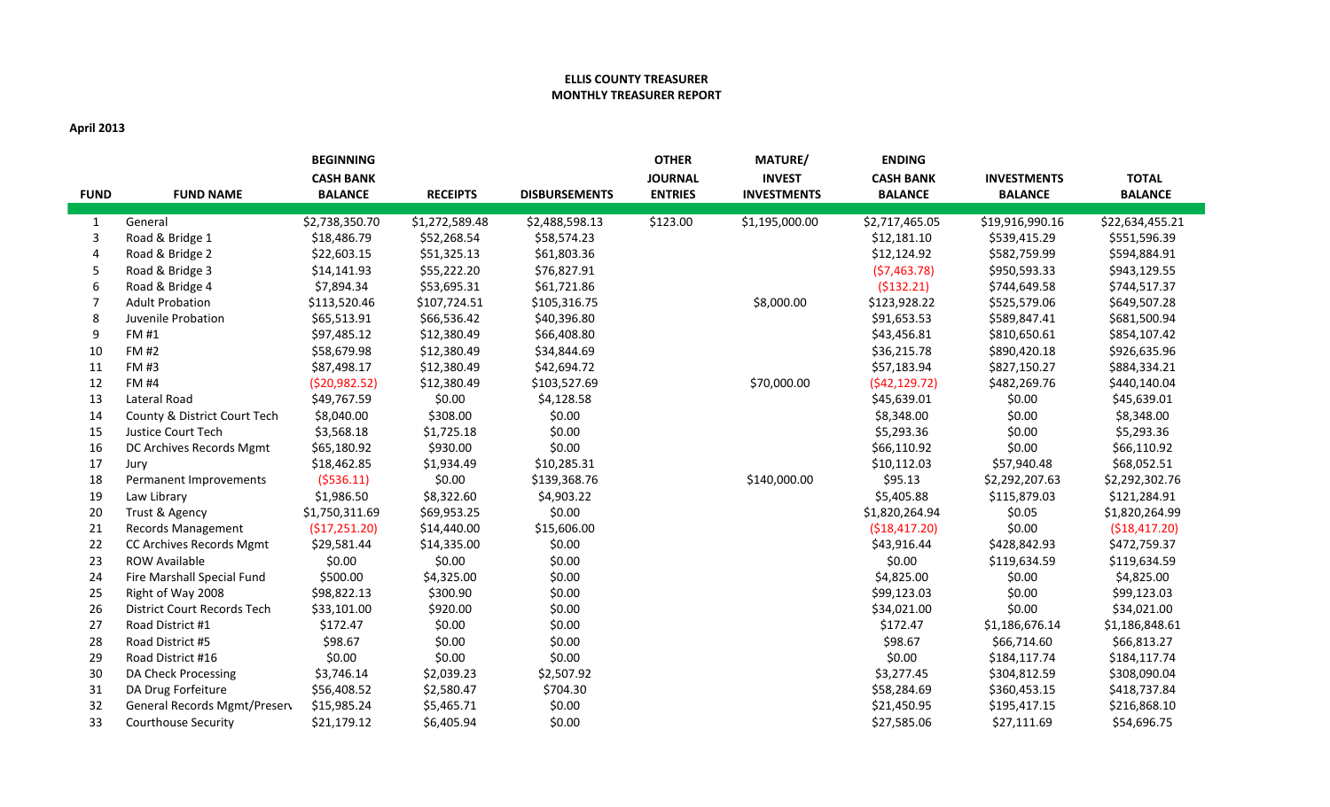**ELLIS COUNTY TREASURER**
**MONTHLY TREASURER REPORT**

**April 2013**

| FUND | FUND NAME | BEGINNING CASH BANK BALANCE | RECEIPTS | DISBURSEMENTS | OTHER JOURNAL ENTRIES | MATURE/ INVEST INVESTMENTS | ENDING CASH BANK BALANCE | INVESTMENTS BALANCE | TOTAL BALANCE |
|---|---|---|---|---|---|---|---|---|---|
| 1 | General | $2,738,350.70 | $1,272,589.48 | $2,488,598.13 | $123.00 | $1,195,000.00 | $2,717,465.05 | $19,916,990.16 | $22,634,455.21 |
| 3 | Road & Bridge 1 | $18,486.79 | $52,268.54 | $58,574.23 | | | $12,181.10 | $539,415.29 | $551,596.39 |
| 4 | Road & Bridge 2 | $22,603.15 | $51,325.13 | $61,803.36 | | | $12,124.92 | $582,759.99 | $594,884.91 |
| 5 | Road & Bridge 3 | $14,141.93 | $55,222.20 | $76,827.91 | | | ($7,463.78) | $950,593.33 | $943,129.55 |
| 6 | Road & Bridge 4 | $7,894.34 | $53,695.31 | $61,721.86 | | | ($132.21) | $744,649.58 | $744,517.37 |
| 7 | Adult Probation | $113,520.46 | $107,724.51 | $105,316.75 | | $8,000.00 | $123,928.22 | $525,579.06 | $649,507.28 |
| 8 | Juvenile Probation | $65,513.91 | $66,536.42 | $40,396.80 | | | $91,653.53 | $589,847.41 | $681,500.94 |
| 9 | FM #1 | $97,485.12 | $12,380.49 | $66,408.80 | | | $43,456.81 | $810,650.61 | $854,107.42 |
| 10 | FM #2 | $58,679.98 | $12,380.49 | $34,844.69 | | | $36,215.78 | $890,420.18 | $926,635.96 |
| 11 | FM #3 | $87,498.17 | $12,380.49 | $42,694.72 | | | $57,183.94 | $827,150.27 | $884,334.21 |
| 12 | FM #4 | ($20,982.52) | $12,380.49 | $103,527.69 | | $70,000.00 | ($42,129.72) | $482,269.76 | $440,140.04 |
| 13 | Lateral Road | $49,767.59 | $0.00 | $4,128.58 | | | $45,639.01 | $0.00 | $45,639.01 |
| 14 | County & District Court Tech | $8,040.00 | $308.00 | $0.00 | | | $8,348.00 | $0.00 | $8,348.00 |
| 15 | Justice Court Tech | $3,568.18 | $1,725.18 | $0.00 | | | $5,293.36 | $0.00 | $5,293.36 |
| 16 | DC Archives Records Mgmt | $65,180.92 | $930.00 | $0.00 | | | $66,110.92 | $0.00 | $66,110.92 |
| 17 | Jury | $18,462.85 | $1,934.49 | $10,285.31 | | | $10,112.03 | $57,940.48 | $68,052.51 |
| 18 | Permanent Improvements | ($536.11) | $0.00 | $139,368.76 | | $140,000.00 | $95.13 | $2,292,207.63 | $2,292,302.76 |
| 19 | Law Library | $1,986.50 | $8,322.60 | $4,903.22 | | | $5,405.88 | $115,879.03 | $121,284.91 |
| 20 | Trust & Agency | $1,750,311.69 | $69,953.25 | $0.00 | | | $1,820,264.94 | $0.05 | $1,820,264.99 |
| 21 | Records Management | ($17,251.20) | $14,440.00 | $15,606.00 | | | ($18,417.20) | $0.00 | ($18,417.20) |
| 22 | CC Archives Records Mgmt | $29,581.44 | $14,335.00 | $0.00 | | | $43,916.44 | $428,842.93 | $472,759.37 |
| 23 | ROW Available | $0.00 | $0.00 | $0.00 | | | $0.00 | $119,634.59 | $119,634.59 |
| 24 | Fire Marshall Special Fund | $500.00 | $4,325.00 | $0.00 | | | $4,825.00 | $0.00 | $4,825.00 |
| 25 | Right of Way 2008 | $98,822.13 | $300.90 | $0.00 | | | $99,123.03 | $0.00 | $99,123.03 |
| 26 | District Court Records Tech | $33,101.00 | $920.00 | $0.00 | | | $34,021.00 | $0.00 | $34,021.00 |
| 27 | Road District #1 | $172.47 | $0.00 | $0.00 | | | $172.47 | $1,186,676.14 | $1,186,848.61 |
| 28 | Road District #5 | $98.67 | $0.00 | $0.00 | | | $98.67 | $66,714.60 | $66,813.27 |
| 29 | Road District #16 | $0.00 | $0.00 | $0.00 | | | $0.00 | $184,117.74 | $184,117.74 |
| 30 | DA Check Processing | $3,746.14 | $2,039.23 | $2,507.92 | | | $3,277.45 | $304,812.59 | $308,090.04 |
| 31 | DA Drug Forfeiture | $56,408.52 | $2,580.47 | $704.30 | | | $58,284.69 | $360,453.15 | $418,737.84 |
| 32 | General Records Mgmt/Preserv | $15,985.24 | $5,465.71 | $0.00 | | | $21,450.95 | $195,417.15 | $216,868.10 |
| 33 | Courthouse Security | $21,179.12 | $6,405.94 | $0.00 | | | $27,585.06 | $27,111.69 | $54,696.75 |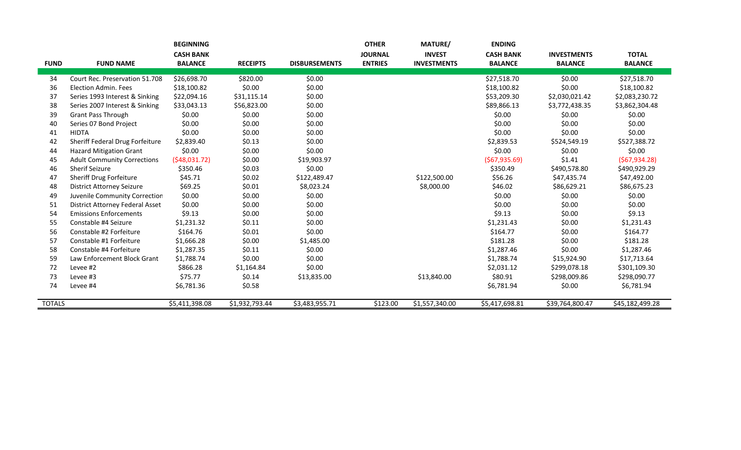| FUND | FUND NAME | BEGINNING CASH BANK BALANCE | RECEIPTS | DISBURSEMENTS | OTHER JOURNAL ENTRIES | MATURE/ INVEST INVESTMENTS | ENDING CASH BANK BALANCE | INVESTMENTS BALANCE | TOTAL BALANCE |
|---|---|---|---|---|---|---|---|---|---|
| 34 | Court Rec. Preservation 51.708 | $26,698.70 | $820.00 | $0.00 | | | $27,518.70 | $0.00 | $27,518.70 |
| 36 | Election Admin. Fees | $18,100.82 | $0.00 | $0.00 | | | $18,100.82 | $0.00 | $18,100.82 |
| 37 | Series 1993 Interest & Sinking | $22,094.16 | $31,115.14 | $0.00 | | | $53,209.30 | $2,030,021.42 | $2,083,230.72 |
| 38 | Series 2007 Interest & Sinking | $33,043.13 | $56,823.00 | $0.00 | | | $89,866.13 | $3,772,438.35 | $3,862,304.48 |
| 39 | Grant Pass Through | $0.00 | $0.00 | $0.00 | | | $0.00 | $0.00 | $0.00 |
| 40 | Series 07 Bond Project | $0.00 | $0.00 | $0.00 | | | $0.00 | $0.00 | $0.00 |
| 41 | HIDTA | $0.00 | $0.00 | $0.00 | | | $0.00 | $0.00 | $0.00 |
| 42 | Sheriff Federal Drug Forfeiture | $2,839.40 | $0.13 | $0.00 | | | $2,839.53 | $524,549.19 | $527,388.72 |
| 44 | Hazard Mitigation Grant | $0.00 | $0.00 | $0.00 | | | $0.00 | $0.00 | $0.00 |
| 45 | Adult Community Corrections | ($48,031.72) | $0.00 | $19,903.97 | | | ($67,935.69) | $1.41 | ($67,934.28) |
| 46 | Sherif Seizure | $350.46 | $0.03 | $0.00 | | | $350.49 | $490,578.80 | $490,929.29 |
| 47 | Sheriff Drug Forfeiture | $45.71 | $0.02 | $122,489.47 | | $122,500.00 | $56.26 | $47,435.74 | $47,492.00 |
| 48 | District Attorney Seizure | $69.25 | $0.01 | $8,023.24 | | $8,000.00 | $46.02 | $86,629.21 | $86,675.23 |
| 49 | Juvenile Community Correction | $0.00 | $0.00 | $0.00 | | | $0.00 | $0.00 | $0.00 |
| 51 | District Attorney Federal Asset | $0.00 | $0.00 | $0.00 | | | $0.00 | $0.00 | $0.00 |
| 54 | Emissions Enforcements | $9.13 | $0.00 | $0.00 | | | $9.13 | $0.00 | $9.13 |
| 55 | Constable #4 Seizure | $1,231.32 | $0.11 | $0.00 | | | $1,231.43 | $0.00 | $1,231.43 |
| 56 | Constable #2 Forfeiture | $164.76 | $0.01 | $0.00 | | | $164.77 | $0.00 | $164.77 |
| 57 | Constable #1 Forfeiture | $1,666.28 | $0.00 | $1,485.00 | | | $181.28 | $0.00 | $181.28 |
| 58 | Constable #4 Forfeiture | $1,287.35 | $0.11 | $0.00 | | | $1,287.46 | $0.00 | $1,287.46 |
| 59 | Law Enforcement Block Grant | $1,788.74 | $0.00 | $0.00 | | | $1,788.74 | $15,924.90 | $17,713.64 |
| 72 | Levee #2 | $866.28 | $1,164.84 | $0.00 | | | $2,031.12 | $299,078.18 | $301,109.30 |
| 73 | Levee #3 | $75.77 | $0.14 | $13,835.00 | | $13,840.00 | $80.91 | $298,009.86 | $298,090.77 |
| 74 | Levee #4 | $6,781.36 | $0.58 | | | | $6,781.94 | $0.00 | $6,781.94 |
| TOTALS | | $5,411,398.08 | $1,932,793.44 | $3,483,955.71 | $123.00 | $1,557,340.00 | $5,417,698.81 | $39,764,800.47 | $45,182,499.28 |